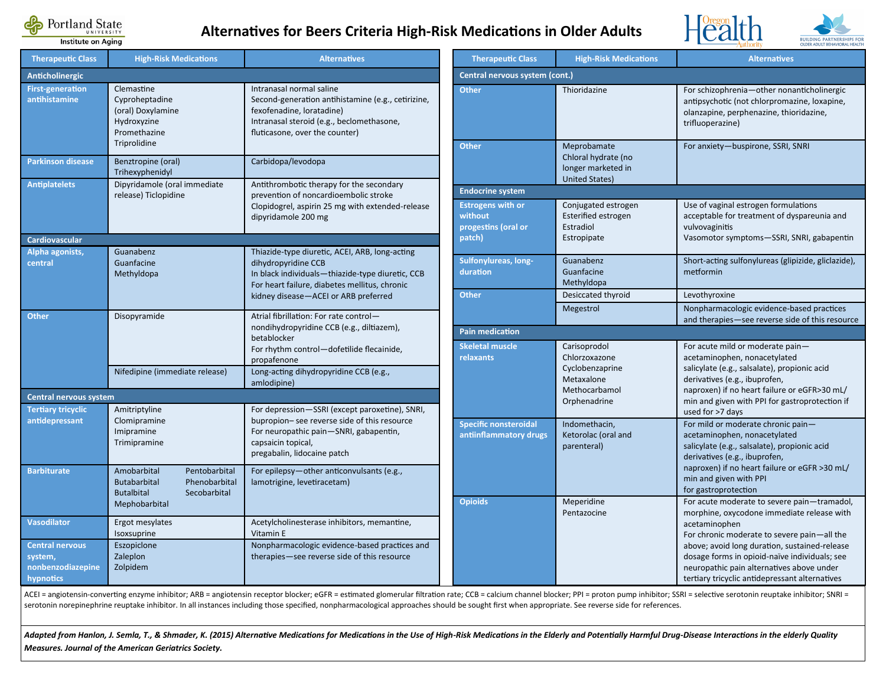# Alternatives for Beers Criteria High-Risk Medications in Older Adults

| Therapeutic Class | High-Risk Medications | Alternatives |
|---|---|---|
| **Anticholinergic** | | |
| **First-generation antihistamine** | Clemastine<br>Cyproheptadine<br>(oral) Doxylamine<br>Hydroxyzine<br>Promethazine<br>Triprolidine | Intranasal normal saline<br>Second-generation antihistamine (e.g., cetirizine, fexofenadine, loratadine)<br>Intranasal steroid (e.g., beclomethasone, fluticasone, over the counter) |
| **Parkinson disease** | Benztropine (oral)<br>Trihexyphenidyl | Carbidopa/levodopa |
| **Antiplatelets** | Dipyridamole (oral immediate release) Ticlopidine | Antithrombotic therapy for the secondary prevention of noncardioembolic stroke<br>Clopidogrel, aspirin 25 mg with extended-release dipyridamole 200 mg |
| **Cardiovascular** | | |
| **Alpha agonists, central** | Guanabenz<br>Guanfacine<br>Methyldopa | Thiazide-type diuretic, ACEI, ARB, long-acting dihydropyridine CCB<br>In black individuals—thiazide-type diuretic, CCB<br>For heart failure, diabetes mellitus, chronic kidney disease—ACEI or ARB preferred |
| **Other** | Disopyramide | Atrial fibrillation: For rate control—nondihydropyridine CCB (e.g., diltiazem), betablocker<br>For rhythm control—dofetilide flecainide, propafenone |
| | Nifedipine (immediate release) | Long-acting dihydropyridine CCB (e.g., amlodipine) |
| **Central nervous system** | | |
| **Tertiary tricyclic antidepressant** | Amitriptyline<br>Clomipramine<br>Imipramine<br>Trimipramine | For depression—SSRI (except paroxetine), SNRI, bupropion– see reverse side of this resource<br>For neuropathic pain—SNRI, gabapentin, capsaicin topical,<br>pregabalin, lidocaine patch |
| **Barbiturate** | Amobarbital<br>Butabarbital<br>Butalbital<br>Mephobarbital<br>Pentobarbital<br>Phenobarbital<br>Secobarbital | For epilepsy—other anticonvulsants (e.g., lamotrigine, levetiracetam) |
| **Vasodilator** | Ergot mesylates<br>Isoxsuprine | Acetylcholinesterase inhibitors, memantine, Vitamin E |
| **Central nervous system, nonbenzodiazepine hypnotics** | Eszopiclone<br>Zaleplon<br>Zolpidem | Nonpharmacologic evidence-based practices and therapies—see reverse side of this resource |
| **Central nervous system (cont.)** | | |
| **Other** | Thioridazine | For schizophrenia—other nonanticholinergic antipsychotic (not chlorpromazine, loxapine, olanzapine, perphenazine, thioridazine, trifluoperazine) |
| **Other** | Meprobamate<br>Chloral hydrate (no longer marketed in United States) | For anxiety—buspirone, SSRI, SNRI |
| **Endocrine system** | | |
| **Estrogens with or without progestins (oral or patch)** | Conjugated estrogen<br>Esterified estrogen<br>Estradiol<br>Estropipate | Use of vaginal estrogen formulations acceptable for treatment of dyspareunia and vulvovaginitis<br>Vasomotor symptoms—SSRI, SNRI, gabapentin |
| **Sulfonylureas, long-duration** | Guanabenz<br>Guanfacine<br>Methyldopa | Short-acting sulfonylureas (glipizide, gliclazide), metformin |
| **Other** | Desiccated thyroid | Levothyroxine |
| | Megestrol | Nonpharmacologic evidence-based practices and therapies—see reverse side of this resource |
| **Pain medication** | | |
| **Skeletal muscle relaxants** | Carisoprodol<br>Chlorzoxazone<br>Cyclobenzaprine<br>Metaxalone<br>Methocarbamol<br>Orphenadrine | For acute mild or moderate pain—acetaminophen, nonacetylated salicylate (e.g., salsalate), propionic acid derivatives (e.g., ibuprofen, naproxen) if no heart failure or eGFR>30 mL/min and given with PPI for gastroprotection if used for >7 days |
| **Specific nonsteroidal antiinflammatory drugs** | Indomethacin,<br>Ketorolac (oral and parenteral) | For mild or moderate chronic pain—acetaminophen, nonacetylated salicylate (e.g., salsalate), propionic acid derivatives (e.g., ibuprofen, naproxen) if no heart failure or eGFR >30 mL/min and given with PPI for gastroprotection |
| **Opioids** | Meperidine<br>Pentazocine | For acute moderate to severe pain—tramadol, morphine, oxycodone immediate release with acetaminophen<br>For chronic moderate to severe pain—all the above; avoid long duration, sustained-release dosage forms in opioid-naïve individuals; see neuropathic pain alternatives above under tertiary tricyclic antidepressant alternatives |

ACEI = angiotensin-converting enzyme inhibitor; ARB = angiotensin receptor blocker; eGFR = estimated glomerular filtration rate; CCB = calcium channel blocker; PPI = proton pump inhibitor; SSRI = selective serotonin reuptake inhibitor; SNRI = serotonin norepinephrine reuptake inhibitor. In all instances including those specified, nonpharmacological approaches should be sought first when appropriate. See reverse side for references.

***Adapted from Hanlon, J. Semla, T., & Shmader, K. (2015) Alternative Medications for Medications in the Use of High-Risk Medications in the Elderly and Potentially Harmful Drug-Disease Interactions in the elderly Quality Measures. Journal of the American Geriatrics Society.***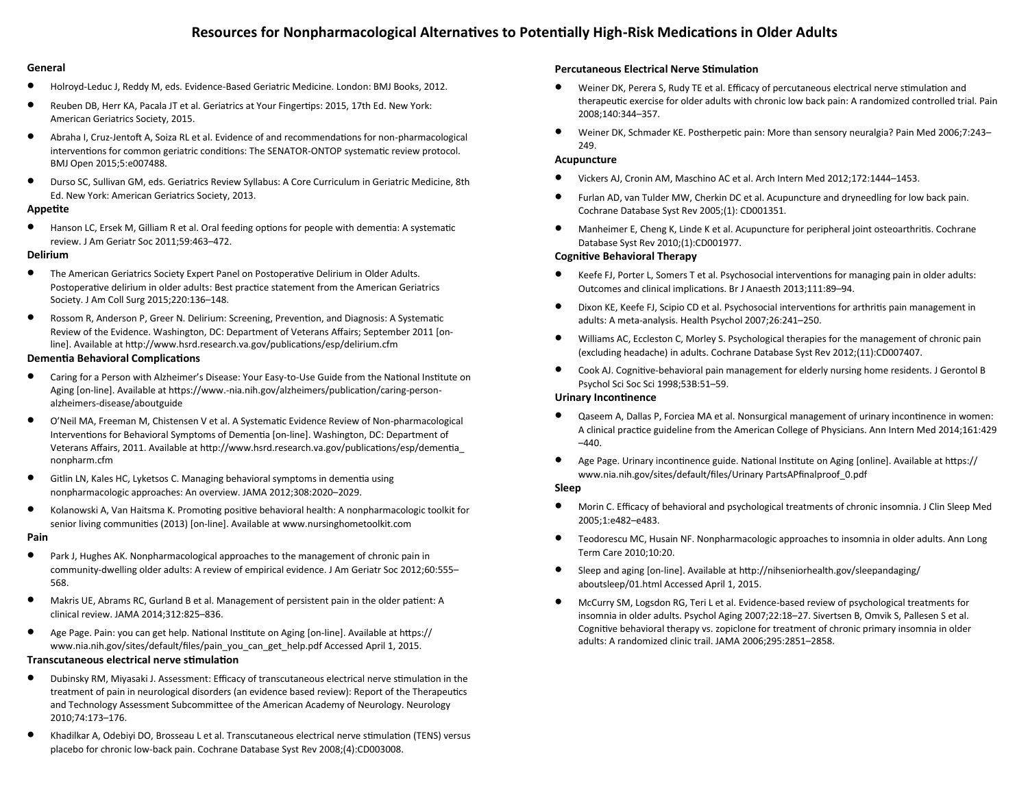# Resources for Nonpharmacological Alternatives to Potentially High-Risk Medications in Older Adults

## General

- Holroyd-Leduc J, Reddy M, eds. Evidence-Based Geriatric Medicine. London: BMJ Books, 2012.
- Reuben DB, Herr KA, Pacala JT et al. Geriatrics at Your Fingertips: 2015, 17th Ed. New York: American Geriatrics Society, 2015.
- Abraha I, Cruz-Jentoft A, Soiza RL et al. Evidence of and recommendations for non-pharmacological interventions for common geriatric conditions: The SENATOR-ONTOP systematic review protocol. BMJ Open 2015;5:e007488.
- Durso SC, Sullivan GM, eds. Geriatrics Review Syllabus: A Core Curriculum in Geriatric Medicine, 8th Ed. New York: American Geriatrics Society, 2013.

## Appetite

- Hanson LC, Ersek M, Gilliam R et al. Oral feeding options for people with dementia: A systematic review. J Am Geriatr Soc 2011;59:463–472.

## Delirium

- The American Geriatrics Society Expert Panel on Postoperative Delirium in Older Adults. Postoperative delirium in older adults: Best practice statement from the American Geriatrics Society. J Am Coll Surg 2015;220:136–148.
- Rossom R, Anderson P, Greer N. Delirium: Screening, Prevention, and Diagnosis: A Systematic Review of the Evidence. Washington, DC: Department of Veterans Affairs; September 2011 [on-line]. Available at http://www.hsrd.research.va.gov/publications/esp/delirium.cfm

## Dementia Behavioral Complications

- Caring for a Person with Alzheimer's Disease: Your Easy-to-Use Guide from the National Institute on Aging [on-line]. Available at https://www.-nia.nih.gov/alzheimers/publication/caring-person-alzheimers-disease/aboutguide
- O'Neil MA, Freeman M, Chistensen V et al. A Systematic Evidence Review of Non-pharmacological Interventions for Behavioral Symptoms of Dementia [on-line]. Washington, DC: Department of Veterans Affairs, 2011. Available at http://www.hsrd.research.va.gov/publications/esp/dementia_nonpharm.cfm
- Gitlin LN, Kales HC, Lyketsos C. Managing behavioral symptoms in dementia using nonpharmacologic approaches: An overview. JAMA 2012;308:2020–2029.
- Kolanowski A, Van Haitsma K. Promoting positive behavioral health: A nonpharmacologic toolkit for senior living communities (2013) [on-line]. Available at www.nursinghometoolkit.com

## Pain

- Park J, Hughes AK. Nonpharmacological approaches to the management of chronic pain in community-dwelling older adults: A review of empirical evidence. J Am Geriatr Soc 2012;60:555–568.
- Makris UE, Abrams RC, Gurland B et al. Management of persistent pain in the older patient: A clinical review. JAMA 2014;312:825–836.
- Age Page. Pain: you can get help. National Institute on Aging [on-line]. Available at https://www.nia.nih.gov/sites/default/files/pain_you_can_get_help.pdf Accessed April 1, 2015.

## Transcutaneous electrical nerve stimulation

- Dubinsky RM, Miyasaki J. Assessment: Efficacy of transcutaneous electrical nerve stimulation in the treatment of pain in neurological disorders (an evidence based review): Report of the Therapeutics and Technology Assessment Subcommittee of the American Academy of Neurology. Neurology 2010;74:173–176.
- Khadilkar A, Odebiyi DO, Brosseau L et al. Transcutaneous electrical nerve stimulation (TENS) versus placebo for chronic low-back pain. Cochrane Database Syst Rev 2008;(4):CD003008.

## Percutaneous Electrical Nerve Stimulation

- Weiner DK, Perera S, Rudy TE et al. Efficacy of percutaneous electrical nerve stimulation and therapeutic exercise for older adults with chronic low back pain: A randomized controlled trial. Pain 2008;140:344–357.
- Weiner DK, Schmader KE. Postherpetic pain: More than sensory neuralgia? Pain Med 2006;7:243–249.

## Acupuncture

- Vickers AJ, Cronin AM, Maschino AC et al. Arch Intern Med 2012;172:1444–1453.
- Furlan AD, van Tulder MW, Cherkin DC et al. Acupuncture and dryneedling for low back pain. Cochrane Database Syst Rev 2005;(1): CD001351.
- Manheimer E, Cheng K, Linde K et al. Acupuncture for peripheral joint osteoarthritis. Cochrane Database Syst Rev 2010;(1):CD001977.

## Cognitive Behavioral Therapy

- Keefe FJ, Porter L, Somers T et al. Psychosocial interventions for managing pain in older adults: Outcomes and clinical implications. Br J Anaesth 2013;111:89–94.
- Dixon KE, Keefe FJ, Scipio CD et al. Psychosocial interventions for arthritis pain management in adults: A meta-analysis. Health Psychol 2007;26:241–250.
- Williams AC, Eccleston C, Morley S. Psychological therapies for the management of chronic pain (excluding headache) in adults. Cochrane Database Syst Rev 2012;(11):CD007407.
- Cook AJ. Cognitive-behavioral pain management for elderly nursing home residents. J Gerontol B Psychol Sci Soc Sci 1998;53B:51–59.

## Urinary Incontinence

- Qaseem A, Dallas P, Forciea MA et al. Nonsurgical management of urinary incontinence in women: A clinical practice guideline from the American College of Physicians. Ann Intern Med 2014;161:429–440.
- Age Page. Urinary incontinence guide. National Institute on Aging [online]. Available at https://www.nia.nih.gov/sites/default/files/Urinary PartsAPfinalproof_0.pdf

## Sleep

- Morin C. Efficacy of behavioral and psychological treatments of chronic insomnia. J Clin Sleep Med 2005;1:e482–e483.
- Teodorescu MC, Husain NF. Nonpharmacologic approaches to insomnia in older adults. Ann Long Term Care 2010;10:20.
- Sleep and aging [on-line]. Available at http://nihseniorhealth.gov/sleepandaging/aboutsleep/01.html Accessed April 1, 2015.
- McCurry SM, Logsdon RG, Teri L et al. Evidence-based review of psychological treatments for insomnia in older adults. Psychol Aging 2007;22:18–27. Sivertsen B, Omvik S, Pallesen S et al. Cognitive behavioral therapy vs. zopiclone for treatment of chronic primary insomnia in older adults: A randomized clinic trail. JAMA 2006;295:2851–2858.